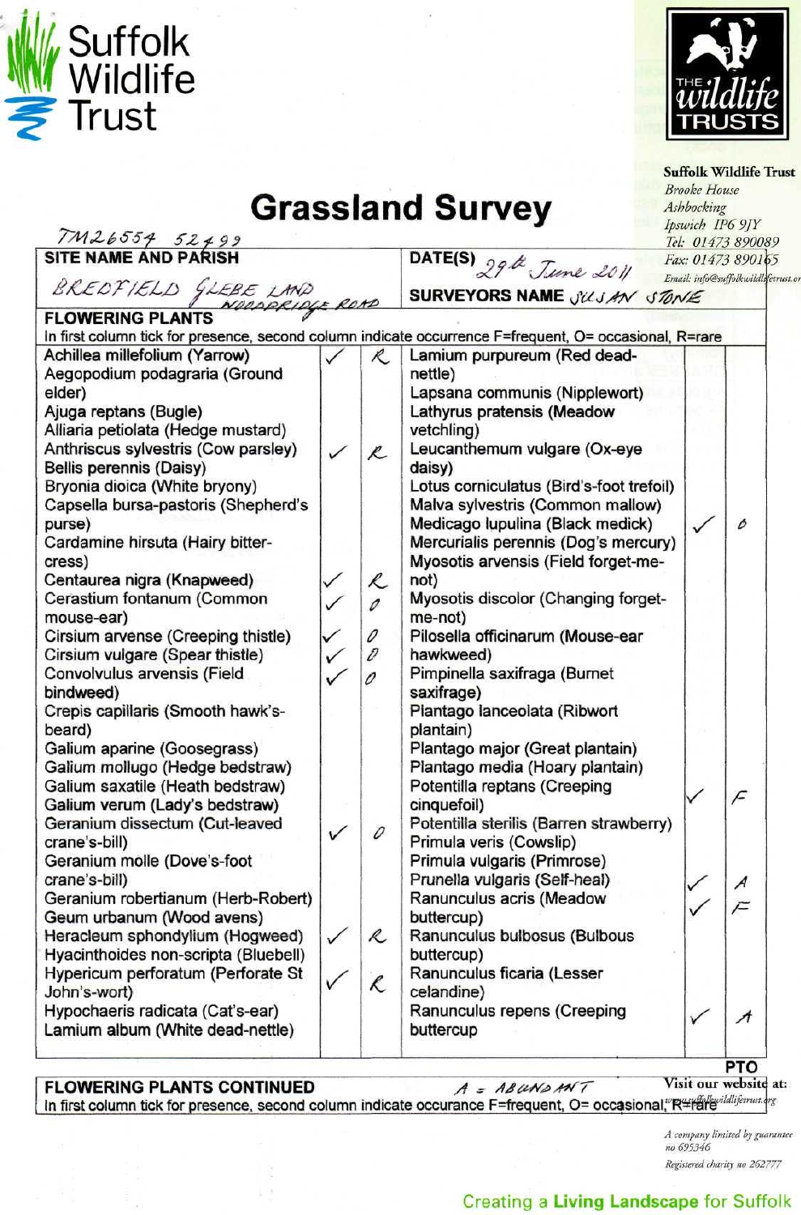Suffolk Wildlife Trust

The Wildlife Trusts

**Suffolk Wildlife Trust**
*Brooke House*
*Ashbocking*
*Ipswich IP6 9JY*
*Tel: 01473 890089*
*Fax: 01473 890165*
*Email: info@suffolkwildlifetrust.org*

# Grassland Survey

TM26554 52499

| SITE NAME AND PARISH | DATE(S) 29th June 2011 |
|---|---|
| BREDFIELD GLEBE LAND WOODBRIDGE ROAD | SURVEYORS NAME SUSAN STONE |

## FLOWERING PLANTS

In first column tick for presence, second column indicate occurrence F=frequent, O= occasional, R=rare

| Species | Presence | Occurrence | Species | Presence | Occurrence |
|---|---|---|---|---|---|
| Achillea millefolium (Yarrow) | ✓ | R | Lamium purpureum (Red dead-nettle) | | |
| Aegopodium podagraria (Ground elder) | | | Lapsana communis (Nipplewort) | | |
| Ajuga reptans (Bugle) | | | Lathyrus pratensis (Meadow vetchling) | | |
| Alliaria petiolata (Hedge mustard) | | | Leucanthemum vulgare (Ox-eye daisy) | | |
| Anthriscus sylvestris (Cow parsley) | ✓ | R | Lotus corniculatus (Bird's-foot trefoil) | | |
| Bellis perennis (Daisy) | | | Malva sylvestris (Common mallow) | | |
| Bryonia dioica (White bryony) | | | Medicago lupulina (Black medick) | ✓ | O |
| Capsella bursa-pastoris (Shepherd's purse) | | | Mercurialis perennis (Dog's mercury) | | |
| Cardamine hirsuta (Hairy bitter-cress) | | | Myosotis arvensis (Field forget-me-not) | | |
| Centaurea nigra (Knapweed) | ✓ | R | Myosotis discolor (Changing forget-me-not) | | |
| Cerastium fontanum (Common mouse-ear) | ✓ | O | Pilosella officinarum (Mouse-ear hawkweed) | | |
| Cirsium arvense (Creeping thistle) | ✓ | O | Pimpinella saxifraga (Burnet saxifrage) | | |
| Cirsium vulgare (Spear thistle) | ✓ | O | Plantago lanceolata (Ribwort plantain) | | |
| Convolvulus arvensis (Field bindweed) | ✓ | O | Plantago major (Great plantain) | | |
| Crepis capillaris (Smooth hawk's-beard) | | | Plantago media (Hoary plantain) | | |
| Galium aparine (Goosegrass) | | | Potentilla reptans (Creeping cinquefoil) | ✓ | F |
| Galium mollugo (Hedge bedstraw) | | | Potentilla sterilis (Barren strawberry) | | |
| Galium saxatile (Heath bedstraw) | | | Primula veris (Cowslip) | | |
| Galium verum (Lady's bedstraw) | | | Primula vulgaris (Primrose) | | |
| Geranium dissectum (Cut-leaved crane's-bill) | ✓ | O | Prunella vulgaris (Self-heal) | ✓ | A |
| Geranium molle (Dove's-foot crane's-bill) | | | Ranunculus acris (Meadow buttercup) | ✓ | F |
| Geranium robertianum (Herb-Robert) | | | Ranunculus bulbosus (Bulbous buttercup) | | |
| Geum urbanum (Wood avens) | | | Ranunculus ficaria (Lesser celandine) | | |
| Heracleum sphondylium (Hogweed) | ✓ | R | Ranunculus repens (Creeping buttercup | ✓ | A |
| Hyacinthoides non-scripta (Bluebell) | | | | | |
| Hypericum perforatum (Perforate St John's-wort) | ✓ | R | | | |
| Hypochaeris radicata (Cat's-ear) | | | | | |
| Lamium album (White dead-nettle) | | | | | |

PTO

## FLOWERING PLANTS CONTINUED

A = ABUNDANT

In first column tick for presence, second column indicate occurance F=frequent, O= occasional, R=rare

Visit our website at: www.suffolkwildlifetrust.org

*A company limited by guarantee no 695346*

*Registered charity no 262777*

Creating a **Living Landscape** for Suffolk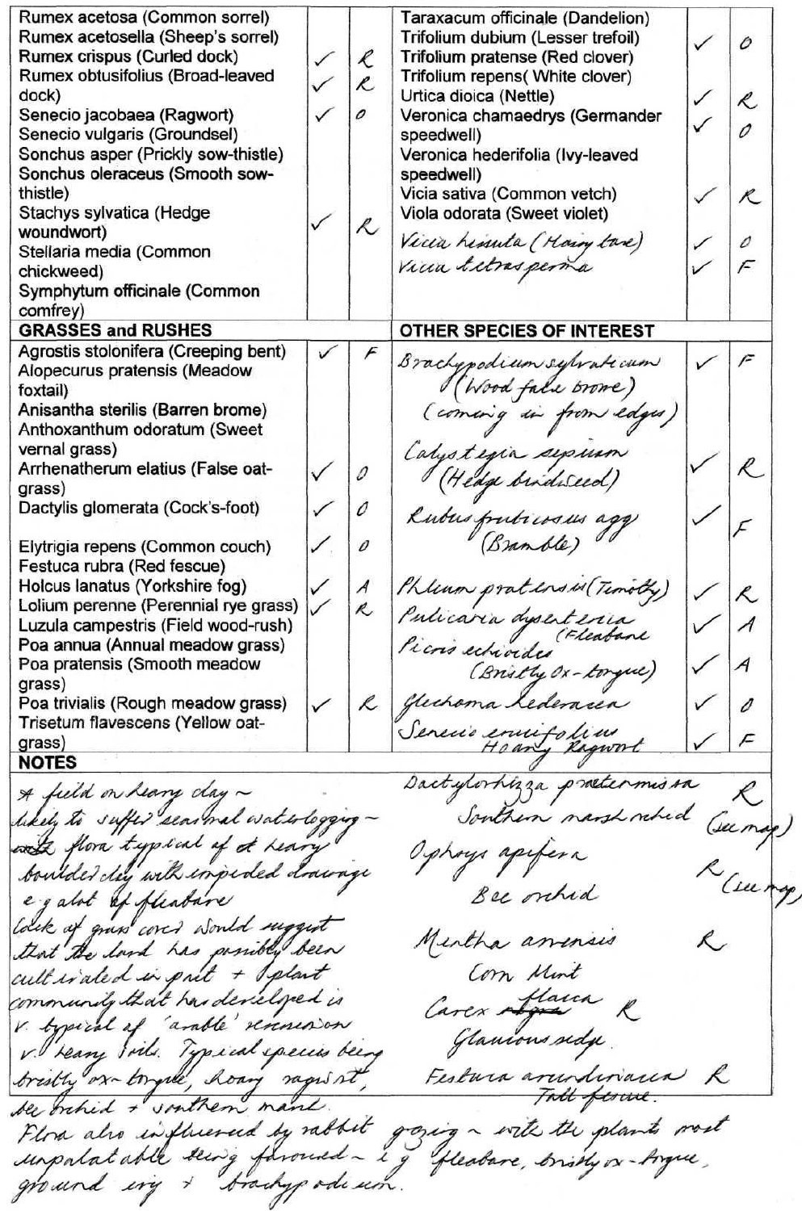| Species | Present | Abundance | Species | Present | Abundance |
|---|---|---|---|---|---|
| Rumex acetosa (Common sorrel) | | | Taraxacum officinale (Dandelion) | | |
| Rumex acetosella (Sheep's sorrel) | | | Trifolium dubium (Lesser trefoil) | ✓ | O |
| Rumex crispus (Curled dock) | ✓ | R | Trifolium pratense (Red clover) | | |
| Rumex obtusifolius (Broad-leaved dock) | ✓ | R | Trifolium repens( White clover) | | |
| Senecio jacobaea (Ragwort) | ✓ | O | Urtica dioica (Nettle) | ✓ | R |
| Senecio vulgaris (Groundsel) | | | Veronica chamaedrys (Germander speedwell) | ✓ | O |
| Sonchus asper (Prickly sow-thistle) | | | Veronica hederifolia (Ivy-leaved speedwell) | | |
| Sonchus oleraceus (Smooth sow-thistle) | | | Vicia sativa (Common vetch) | ✓ | R |
| Stachys sylvatica (Hedge woundwort) | ✓ | R | Viola odorata (Sweet violet) | | |
| Stellaria media (Common chickweed) | | | Vicia hirsuta (Hairy tare) | ✓ | O |
| Symphytum officinale (Common comfrey) | | | Vicia tetrasperma | ✓ | F |
| **GRASSES and RUSHES** | | | **OTHER SPECIES OF INTEREST** | | |
| Agrostis stolonifera (Creeping bent) | ✓ | F | Brachypodium sylvaticum (Wood false brome) (coming in from edges) | ✓ | F |
| Alopecurus pratensis (Meadow foxtail) | | | | | |
| Anisantha sterilis (Barren brome) | | | | | |
| Anthoxanthum odoratum (Sweet vernal grass) | | | Calystegia sepium (Hedge bindweed) | ✓ | R |
| Arrhenatherum elatius (False oat-grass) | ✓ | O | | | |
| Dactylis glomerata (Cock's-foot) | ✓ | O | Rubus fruticosus agg (Bramble) | ✓ | F |
| Elytrigia repens (Common couch) | ✓ | O | | | |
| Festuca rubra (Red fescue) | | | | | |
| Holcus lanatus (Yorkshire fog) | ✓ | A | Phleum pratensis (Timothy) | ✓ | R |
| Lolium perenne (Perennial rye grass) | ✓ | R | | | |
| Luzula campestris (Field wood-rush) | | | Pulicaria dysenteria (Fleabane) | ✓ | A |
| Poa annua (Annual meadow grass) | | | | | |
| Poa pratensis (Smooth meadow grass) | | | Picris echioides (Bristly Ox-tongue) | ✓ | A |
| Poa trivialis (Rough meadow grass) | ✓ | R | Glechoma hederacea | ✓ | O |
| Trisetum flavescens (Yellow oat-grass) | | | Senecio erucifolius Hoary Ragwort | ✓ | F |

**NOTES**

A field on heavy clay – likely to suffer seasonal waterlogging – flora typical of a heavy boulder clay with impeded drainage e.g. a lot of fleabane

Lack of grass cover would suggest that the land has possibly been cultivated in part + plant community that has developed is v. typical of 'arable' reversion v. heavy soils. Typical species being bristly ox-tongue, hoary ragwort, bee orchid + southern marsh.

Flora also influenced by rabbit grazing – with the plants most unpalatable being favoured – e.g. fleabane, bristly ox-tongue, ground ivy + brachypodium.

| Species | Abundance |
|---|---|
| Dactylorhiza praetermissa – Southern marsh orchid | R (see map) |
| Ophrys apifera – Bee orchid | R (see map) |
| Mentha arvensis – Corn Mint | R |
| Carex ~~nigra~~ flacca – Glaucous sedge | R |
| Festuca arundinacea – Tall fescue | R |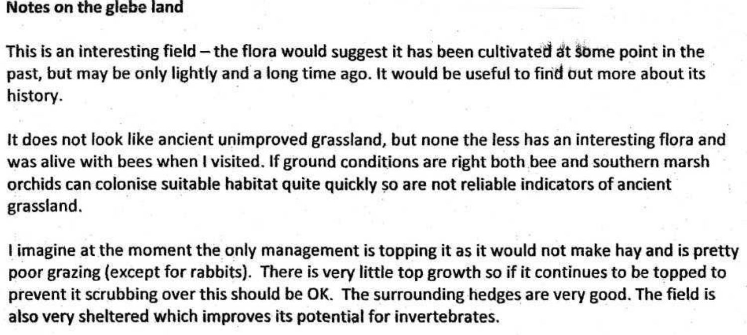**Notes on the glebe land**

This is an interesting field – the flora would suggest it has been cultivated at some point in the past, but may be only lightly and a long time ago. It would be useful to find out more about its history.

It does not look like ancient unimproved grassland, but none the less has an interesting flora and was alive with bees when I visited. If ground conditions are right both bee and southern marsh orchids can colonise suitable habitat quite quickly so are not reliable indicators of ancient grassland.

I imagine at the moment the only management is topping it as it would not make hay and is pretty poor grazing (except for rabbits). There is very little top growth so if it continues to be topped to prevent it scrubbing over this should be OK. The surrounding hedges are very good. The field is also very sheltered which improves its potential for invertebrates.